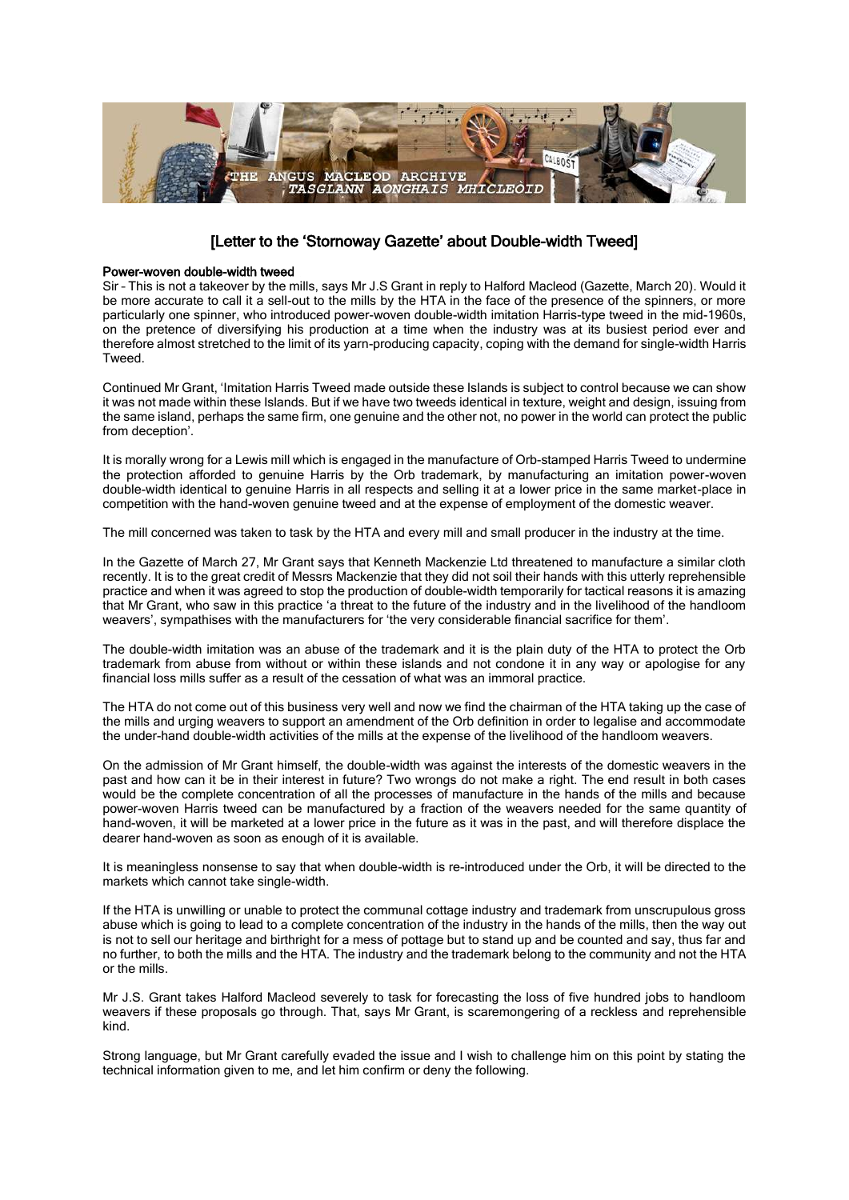## [Letter to the 'Stornoway Gazette' about Double-width Tweed]

**Power-woven double-width tweed**

Sir – This is not a takeover by the mills, says Mr J.S Grant in reply to Halford Macleod (Gazette, March 20). Would it be more accurate to call it a sell-out to the mills by the HTA in the face of the presence of the spinners, or more particularly one spinner, who introduced power-woven double-width imitation Harris-type tweed in the mid-1960s, on the pretence of diversifying his production at a time when the industry was at its busiest period ever and therefore almost stretched to the limit of its yarn-producing capacity, coping with the demand for single-width Harris Tweed.

Continued Mr Grant, 'Imitation Harris Tweed made outside these Islands is subject to control because we can show it was not made within these Islands. But if we have two tweeds identical in texture, weight and design, issuing from the same island, perhaps the same firm, one genuine and the other not, no power in the world can protect the public from deception'.

It is morally wrong for a Lewis mill which is engaged in the manufacture of Orb-stamped Harris Tweed to undermine the protection afforded to genuine Harris by the Orb trademark, by manufacturing an imitation power-woven double-width identical to genuine Harris in all respects and selling it at a lower price in the same market-place in competition with the hand-woven genuine tweed and at the expense of employment of the domestic weaver.

The mill concerned was taken to task by the HTA and every mill and small producer in the industry at the time.

In the Gazette of March 27, Mr Grant says that Kenneth Mackenzie Ltd threatened to manufacture a similar cloth recently. It is to the great credit of Messrs Mackenzie that they did not soil their hands with this utterly reprehensible practice and when it was agreed to stop the production of double-width temporarily for tactical reasons it is amazing that Mr Grant, who saw in this practice 'a threat to the future of the industry and in the livelihood of the handloom weavers', sympathises with the manufacturers for 'the very considerable financial sacrifice for them'.

The double-width imitation was an abuse of the trademark and it is the plain duty of the HTA to protect the Orb trademark from abuse from without or within these islands and not condone it in any way or apologise for any financial loss mills suffer as a result of the cessation of what was an immoral practice.

The HTA do not come out of this business very well and now we find the chairman of the HTA taking up the case of the mills and urging weavers to support an amendment of the Orb definition in order to legalise and accommodate the under-hand double-width activities of the mills at the expense of the livelihood of the handloom weavers.

On the admission of Mr Grant himself, the double-width was against the interests of the domestic weavers in the past and how can it be in their interest in future? Two wrongs do not make a right. The end result in both cases would be the complete concentration of all the processes of manufacture in the hands of the mills and because power-woven Harris tweed can be manufactured by a fraction of the weavers needed for the same quantity of hand-woven, it will be marketed at a lower price in the future as it was in the past, and will therefore displace the dearer hand-woven as soon as enough of it is available.

It is meaningless nonsense to say that when double-width is re-introduced under the Orb, it will be directed to the markets which cannot take single-width.

If the HTA is unwilling or unable to protect the communal cottage industry and trademark from unscrupulous gross abuse which is going to lead to a complete concentration of the industry in the hands of the mills, then the way out is not to sell our heritage and birthright for a mess of pottage but to stand up and be counted and say, thus far and no further, to both the mills and the HTA. The industry and the trademark belong to the community and not the HTA or the mills.

Mr J.S. Grant takes Halford Macleod severely to task for forecasting the loss of five hundred jobs to handloom weavers if these proposals go through. That, says Mr Grant, is scaremongering of a reckless and reprehensible kind.

Strong language, but Mr Grant carefully evaded the issue and I wish to challenge him on this point by stating the technical information given to me, and let him confirm or deny the following.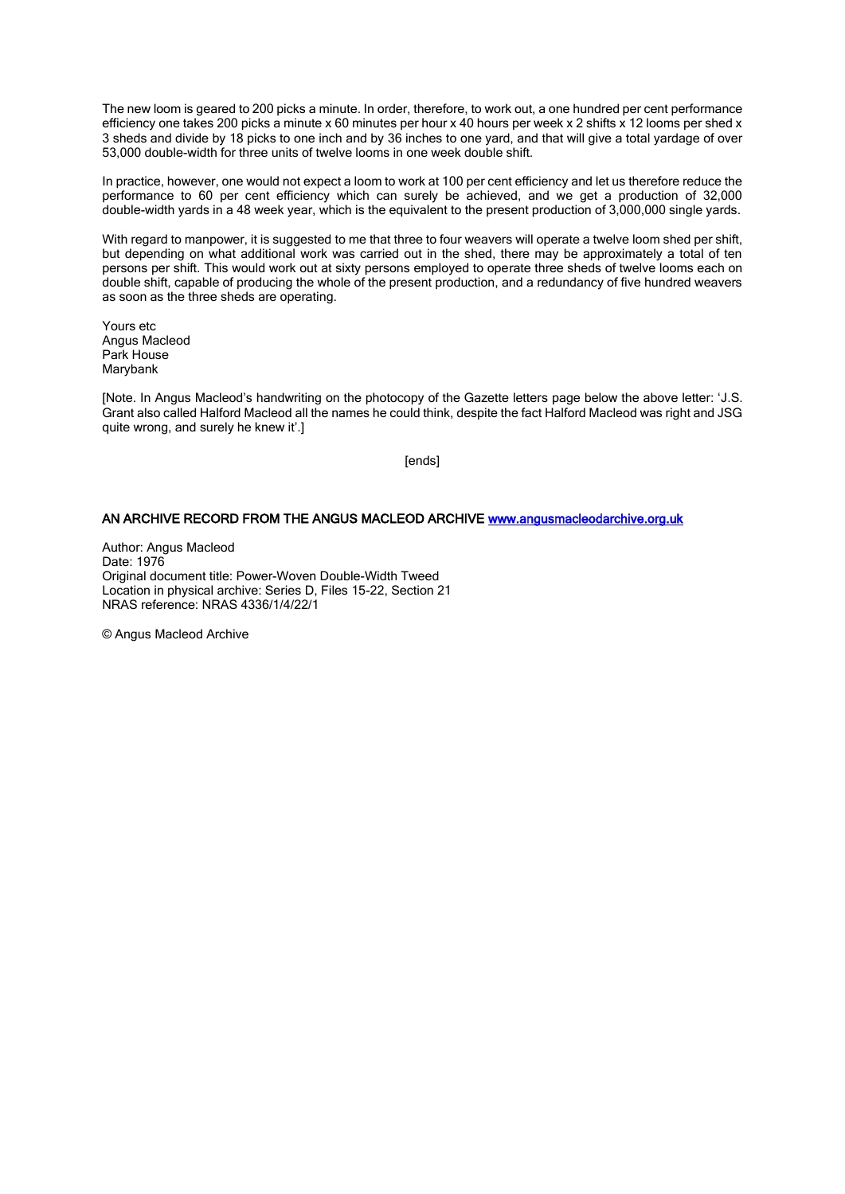The new loom is geared to 200 picks a minute. In order, therefore, to work out, a one hundred per cent performance efficiency one takes 200 picks a minute x 60 minutes per hour x 40 hours per week x 2 shifts x 12 looms per shed x 3 sheds and divide by 18 picks to one inch and by 36 inches to one yard, and that will give a total yardage of over 53,000 double-width for three units of twelve looms in one week double shift.

In practice, however, one would not expect a loom to work at 100 per cent efficiency and let us therefore reduce the performance to 60 per cent efficiency which can surely be achieved, and we get a production of 32,000 double-width yards in a 48 week year, which is the equivalent to the present production of 3,000,000 single yards.

With regard to manpower, it is suggested to me that three to four weavers will operate a twelve loom shed per shift, but depending on what additional work was carried out in the shed, there may be approximately a total of ten persons per shift. This would work out at sixty persons employed to operate three sheds of twelve looms each on double shift, capable of producing the whole of the present production, and a redundancy of five hundred weavers as soon as the three sheds are operating.

Yours etc
Angus Macleod
Park House
Marybank

[Note. In Angus Macleod's handwriting on the photocopy of the Gazette letters page below the above letter: 'J.S. Grant also called Halford Macleod all the names he could think, despite the fact Halford Macleod was right and JSG quite wrong, and surely he knew it'.]

[ends]

**AN ARCHIVE RECORD FROM THE ANGUS MACLEOD ARCHIVE www.angusmacleodarchive.org.uk**

Author: Angus Macleod
Date: 1976
Original document title: Power-Woven Double-Width Tweed
Location in physical archive: Series D, Files 15-22, Section 21
NRAS reference: NRAS 4336/1/4/22/1

© Angus Macleod Archive